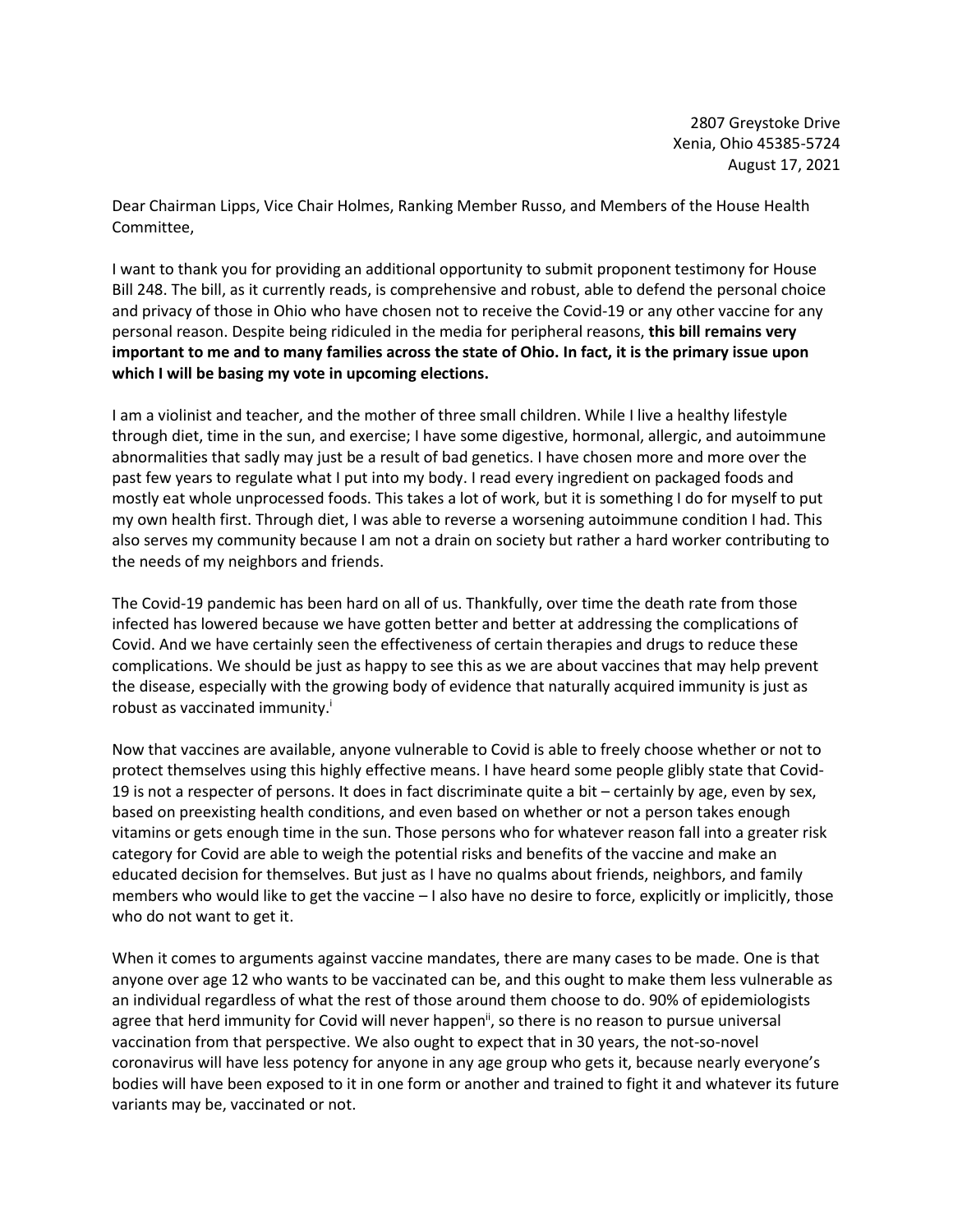2807 Greystoke Drive
Xenia, Ohio 45385-5724
August 17, 2021

Dear Chairman Lipps, Vice Chair Holmes, Ranking Member Russo, and Members of the House Health Committee,

I want to thank you for providing an additional opportunity to submit proponent testimony for House Bill 248. The bill, as it currently reads, is comprehensive and robust, able to defend the personal choice and privacy of those in Ohio who have chosen not to receive the Covid-19 or any other vaccine for any personal reason. Despite being ridiculed in the media for peripheral reasons, **this bill remains very important to me and to many families across the state of Ohio. In fact, it is the primary issue upon which I will be basing my vote in upcoming elections.**

I am a violinist and teacher, and the mother of three small children. While I live a healthy lifestyle through diet, time in the sun, and exercise; I have some digestive, hormonal, allergic, and autoimmune abnormalities that sadly may just be a result of bad genetics. I have chosen more and more over the past few years to regulate what I put into my body. I read every ingredient on packaged foods and mostly eat whole unprocessed foods. This takes a lot of work, but it is something I do for myself to put my own health first. Through diet, I was able to reverse a worsening autoimmune condition I had. This also serves my community because I am not a drain on society but rather a hard worker contributing to the needs of my neighbors and friends.

The Covid-19 pandemic has been hard on all of us. Thankfully, over time the death rate from those infected has lowered because we have gotten better and better at addressing the complications of Covid. And we have certainly seen the effectiveness of certain therapies and drugs to reduce these complications. We should be just as happy to see this as we are about vaccines that may help prevent the disease, especially with the growing body of evidence that naturally acquired immunity is just as robust as vaccinated immunity.[i]

Now that vaccines are available, anyone vulnerable to Covid is able to freely choose whether or not to protect themselves using this highly effective means. I have heard some people glibly state that Covid-19 is not a respecter of persons. It does in fact discriminate quite a bit – certainly by age, even by sex, based on preexisting health conditions, and even based on whether or not a person takes enough vitamins or gets enough time in the sun. Those persons who for whatever reason fall into a greater risk category for Covid are able to weigh the potential risks and benefits of the vaccine and make an educated decision for themselves. But just as I have no qualms about friends, neighbors, and family members who would like to get the vaccine – I also have no desire to force, explicitly or implicitly, those who do not want to get it.

When it comes to arguments against vaccine mandates, there are many cases to be made. One is that anyone over age 12 who wants to be vaccinated can be, and this ought to make them less vulnerable as an individual regardless of what the rest of those around them choose to do. 90% of epidemiologists agree that herd immunity for Covid will never happen[ii], so there is no reason to pursue universal vaccination from that perspective. We also ought to expect that in 30 years, the not-so-novel coronavirus will have less potency for anyone in any age group who gets it, because nearly everyone's bodies will have been exposed to it in one form or another and trained to fight it and whatever its future variants may be, vaccinated or not.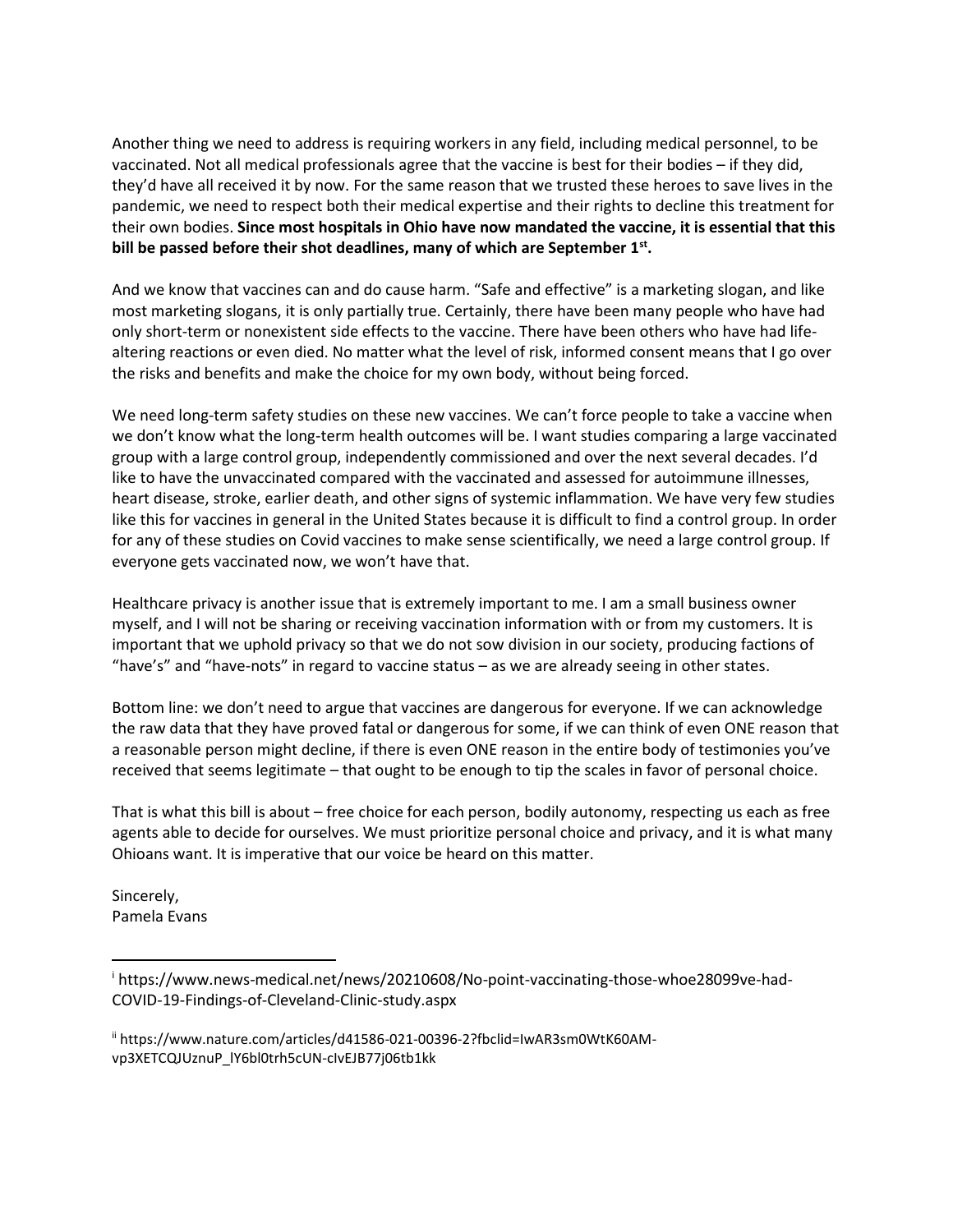Another thing we need to address is requiring workers in any field, including medical personnel, to be vaccinated. Not all medical professionals agree that the vaccine is best for their bodies – if they did, they'd have all received it by now. For the same reason that we trusted these heroes to save lives in the pandemic, we need to respect both their medical expertise and their rights to decline this treatment for their own bodies. **Since most hospitals in Ohio have now mandated the vaccine, it is essential that this bill be passed before their shot deadlines, many of which are September 1st.**

And we know that vaccines can and do cause harm. "Safe and effective" is a marketing slogan, and like most marketing slogans, it is only partially true. Certainly, there have been many people who have had only short-term or nonexistent side effects to the vaccine. There have been others who have had life-altering reactions or even died. No matter what the level of risk, informed consent means that I go over the risks and benefits and make the choice for my own body, without being forced.

We need long-term safety studies on these new vaccines. We can't force people to take a vaccine when we don't know what the long-term health outcomes will be. I want studies comparing a large vaccinated group with a large control group, independently commissioned and over the next several decades. I'd like to have the unvaccinated compared with the vaccinated and assessed for autoimmune illnesses, heart disease, stroke, earlier death, and other signs of systemic inflammation. We have very few studies like this for vaccines in general in the United States because it is difficult to find a control group. In order for any of these studies on Covid vaccines to make sense scientifically, we need a large control group. If everyone gets vaccinated now, we won't have that.

Healthcare privacy is another issue that is extremely important to me. I am a small business owner myself, and I will not be sharing or receiving vaccination information with or from my customers. It is important that we uphold privacy so that we do not sow division in our society, producing factions of "have's" and "have-nots" in regard to vaccine status – as we are already seeing in other states.

Bottom line: we don't need to argue that vaccines are dangerous for everyone. If we can acknowledge the raw data that they have proved fatal or dangerous for some, if we can think of even ONE reason that a reasonable person might decline, if there is even ONE reason in the entire body of testimonies you've received that seems legitimate – that ought to be enough to tip the scales in favor of personal choice.

That is what this bill is about – free choice for each person, bodily autonomy, respecting us each as free agents able to decide for ourselves. We must prioritize personal choice and privacy, and it is what many Ohioans want. It is imperative that our voice be heard on this matter.

Sincerely,
Pamela Evans

---

[i] https://www.news-medical.net/news/20210608/No-point-vaccinating-those-whoe28099ve-had-COVID-19-Findings-of-Cleveland-Clinic-study.aspx

[ii] https://www.nature.com/articles/d41586-021-00396-2?fbclid=IwAR3sm0WtK60AM-vp3XETCQJUznuP_lY6bl0trh5cUN-cIvEJB77j06tb1kk